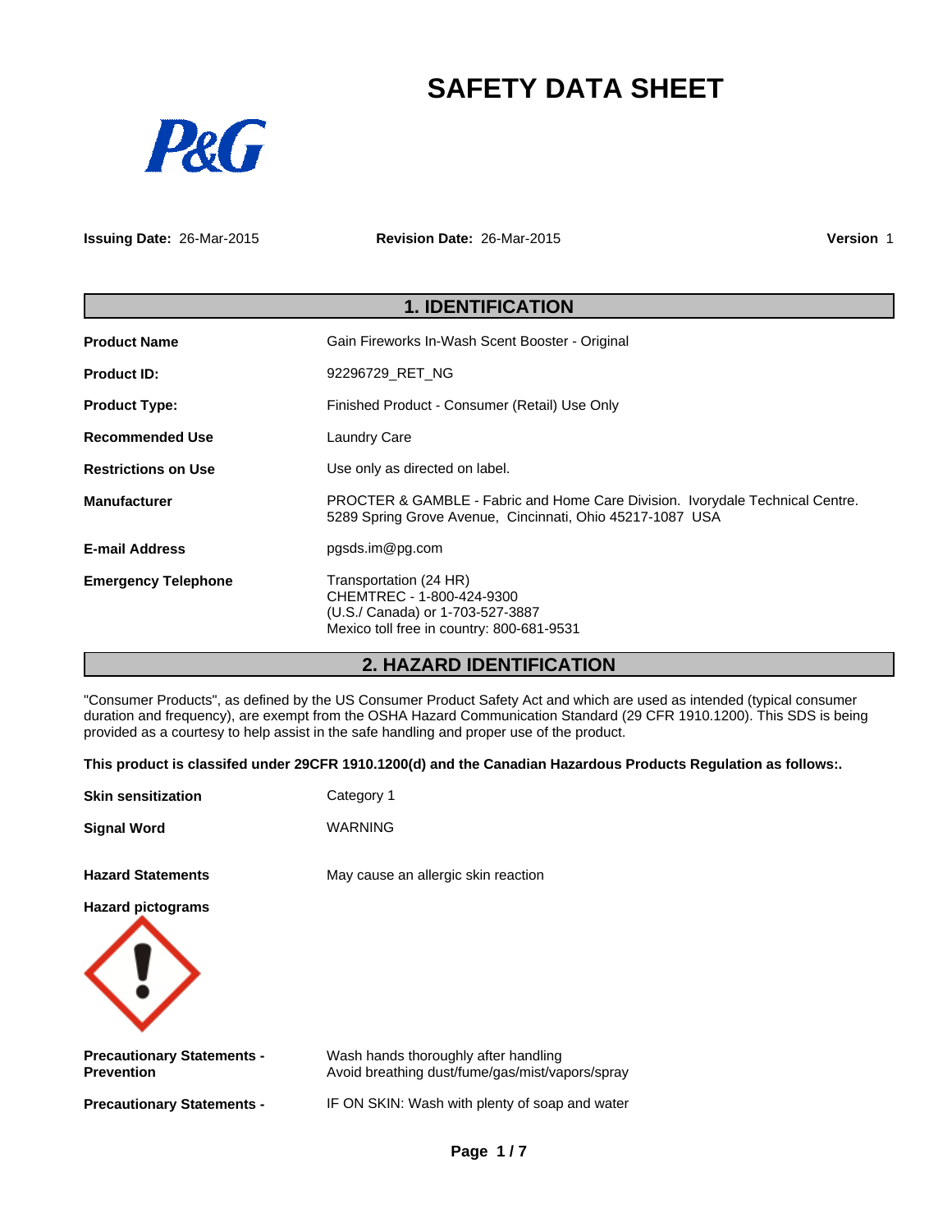# SAFETY DATA SHEET

P&G

**Issuing Date:** 26-Mar-2015 **Revision Date:** 26-Mar-2015 **Version** 1

## 1. IDENTIFICATION

| | |
|---|---|
| **Product Name** | Gain Fireworks In-Wash Scent Booster - Original |
| **Product ID:** | 92296729_RET_NG |
| **Product Type:** | Finished Product - Consumer (Retail) Use Only |
| **Recommended Use** | Laundry Care |
| **Restrictions on Use** | Use only as directed on label. |
| **Manufacturer** | PROCTER & GAMBLE - Fabric and Home Care Division. Ivorydale Technical Centre. 5289 Spring Grove Avenue, Cincinnati, Ohio 45217-1087 USA |
| **E-mail Address** | pgsds.im@pg.com |
| **Emergency Telephone** | Transportation (24 HR)<br>CHEMTREC - 1-800-424-9300<br>(U.S./ Canada) or 1-703-527-3887<br>Mexico toll free in country: 800-681-9531 |

## 2. HAZARD IDENTIFICATION

"Consumer Products", as defined by the US Consumer Product Safety Act and which are used as intended (typical consumer duration and frequency), are exempt from the OSHA Hazard Communication Standard (29 CFR 1910.1200). This SDS is being provided as a courtesy to help assist in the safe handling and proper use of the product.

**This product is classifed under 29CFR 1910.1200(d) and the Canadian Hazardous Products Regulation as follows:.**

| | |
|---|---|
| **Skin sensitization** | Category 1 |
| **Signal Word** | WARNING |
| **Hazard Statements** | May cause an allergic skin reaction |

**Hazard pictograms**

| | |
|---|---|
| **Precautionary Statements - Prevention** | Wash hands thoroughly after handling<br>Avoid breathing dust/fume/gas/mist/vapors/spray |
| **Precautionary Statements -** | IF ON SKIN: Wash with plenty of soap and water |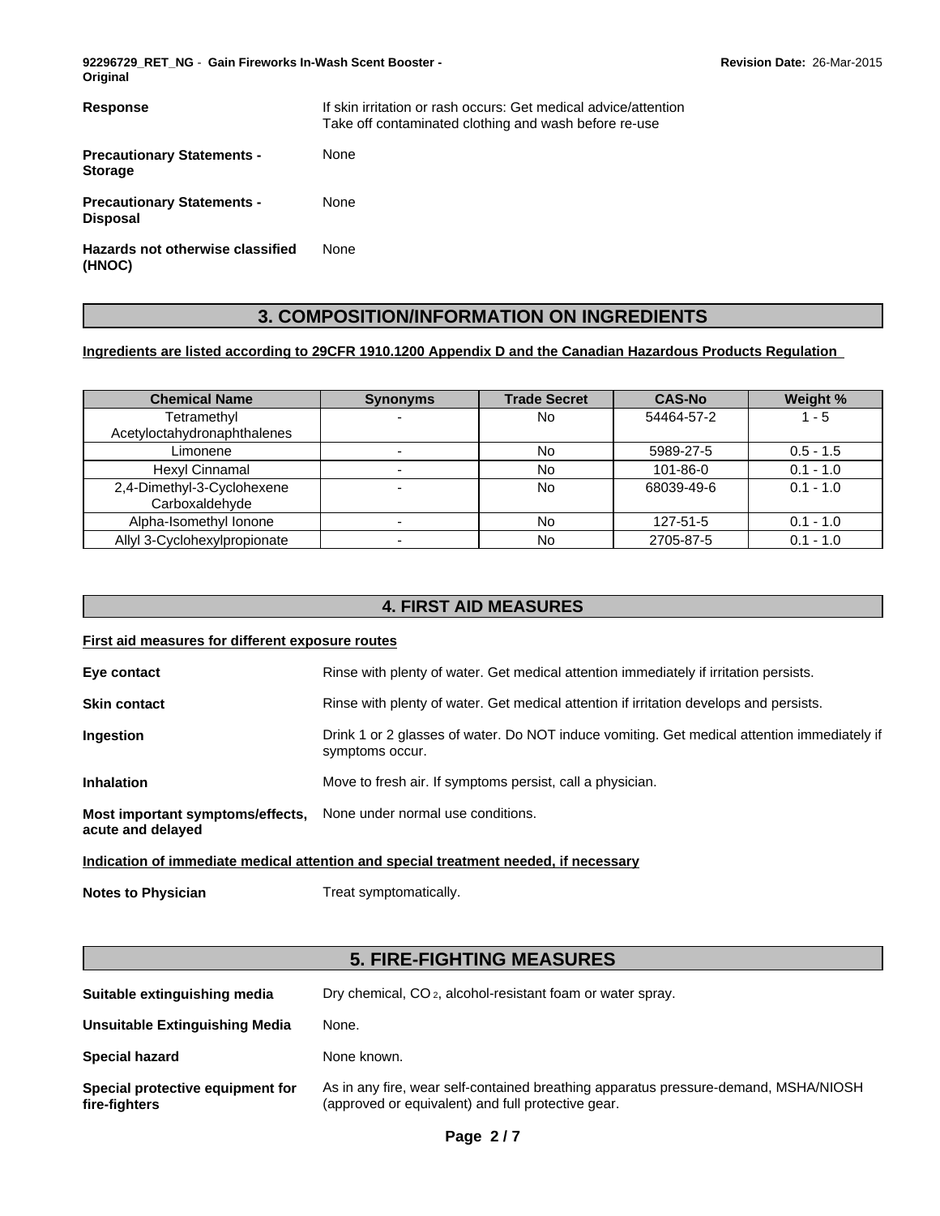**Response** If skin irritation or rash occurs: Get medical advice/attention
Take off contaminated clothing and wash before re-use

**Precautionary Statements - Storage** None

**Precautionary Statements - Disposal** None

**Hazards not otherwise classified (HNOC)** None

## 3. COMPOSITION/INFORMATION ON INGREDIENTS

**Ingredients are listed according to 29CFR 1910.1200 Appendix D and the Canadian Hazardous Products Regulation**

| Chemical Name | Synonyms | Trade Secret | CAS-No | Weight % |
|---|---|---|---|---|
| Tetramethyl Acetyloctahydronaphthalenes | - | No | 54464-57-2 | 1 - 5 |
| Limonene | - | No | 5989-27-5 | 0.5 - 1.5 |
| Hexyl Cinnamal | - | No | 101-86-0 | 0.1 - 1.0 |
| 2,4-Dimethyl-3-Cyclohexene Carboxaldehyde | - | No | 68039-49-6 | 0.1 - 1.0 |
| Alpha-Isomethyl Ionone | - | No | 127-51-5 | 0.1 - 1.0 |
| Allyl 3-Cyclohexylpropionate | - | No | 2705-87-5 | 0.1 - 1.0 |

## 4. FIRST AID MEASURES

**First aid measures for different exposure routes**

**Eye contact** Rinse with plenty of water. Get medical attention immediately if irritation persists.

**Skin contact** Rinse with plenty of water. Get medical attention if irritation develops and persists.

**Ingestion** Drink 1 or 2 glasses of water. Do NOT induce vomiting. Get medical attention immediately if symptoms occur.

**Inhalation** Move to fresh air. If symptoms persist, call a physician.

**Most important symptoms/effects, acute and delayed** None under normal use conditions.

**Indication of immediate medical attention and special treatment needed, if necessary**

**Notes to Physician** Treat symptomatically.

## 5. FIRE-FIGHTING MEASURES

**Suitable extinguishing media** Dry chemical, $CO_2$, alcohol-resistant foam or water spray.

**Unsuitable Extinguishing Media** None.

**Special hazard** None known.

**Special protective equipment for fire-fighters** As in any fire, wear self-contained breathing apparatus pressure-demand, MSHA/NIOSH (approved or equivalent) and full protective gear.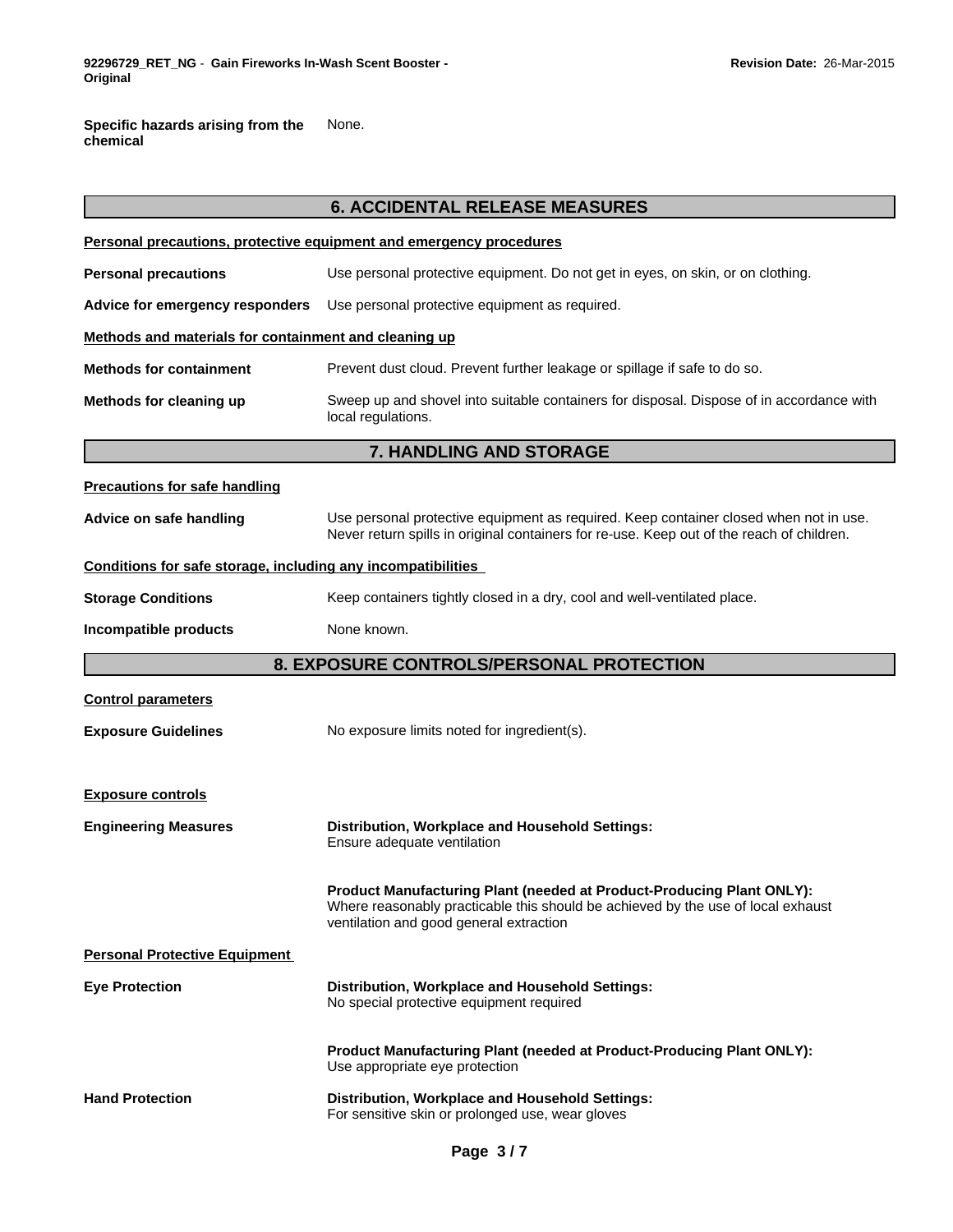**Specific hazards arising from the chemical** None.

## 6. ACCIDENTAL RELEASE MEASURES

**Personal precautions, protective equipment and emergency procedures**

**Personal precautions** Use personal protective equipment. Do not get in eyes, on skin, or on clothing.

**Advice for emergency responders** Use personal protective equipment as required.

**Methods and materials for containment and cleaning up**

**Methods for containment** Prevent dust cloud. Prevent further leakage or spillage if safe to do so.

**Methods for cleaning up** Sweep up and shovel into suitable containers for disposal. Dispose of in accordance with local regulations.

## 7. HANDLING AND STORAGE

**Precautions for safe handling**

**Advice on safe handling** Use personal protective equipment as required. Keep container closed when not in use. Never return spills in original containers for re-use. Keep out of the reach of children.

**Conditions for safe storage, including any incompatibilities**

**Storage Conditions** Keep containers tightly closed in a dry, cool and well-ventilated place.

**Incompatible products** None known.

## 8. EXPOSURE CONTROLS/PERSONAL PROTECTION

**Control parameters**

**Exposure Guidelines** No exposure limits noted for ingredient(s).

**Exposure controls**

**Engineering Measures**

**Distribution, Workplace and Household Settings:**
Ensure adequate ventilation

**Product Manufacturing Plant (needed at Product-Producing Plant ONLY):**
Where reasonably practicable this should be achieved by the use of local exhaust ventilation and good general extraction

**Personal Protective Equipment**

**Eye Protection**

**Distribution, Workplace and Household Settings:**
No special protective equipment required

**Product Manufacturing Plant (needed at Product-Producing Plant ONLY):**
Use appropriate eye protection

**Hand Protection**

**Distribution, Workplace and Household Settings:**
For sensitive skin or prolonged use, wear gloves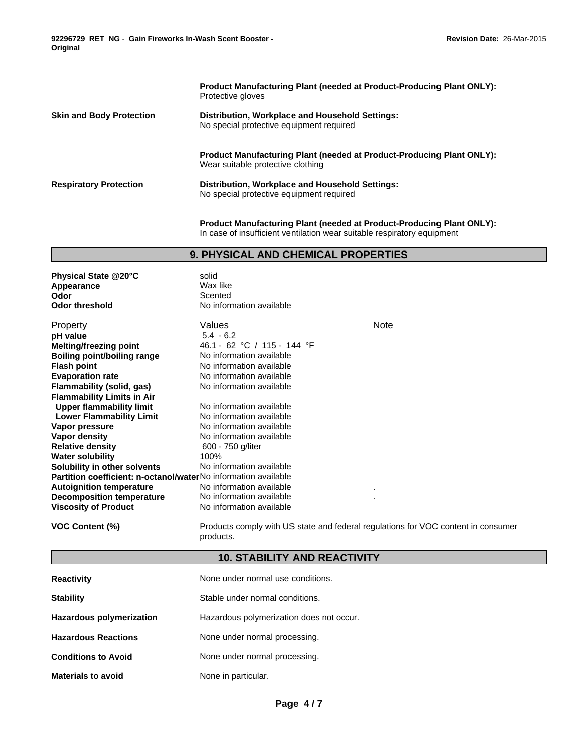| | |
|---|---|
| | **Product Manufacturing Plant (needed at Product-Producing Plant ONLY):** Protective gloves |
| **Skin and Body Protection** | **Distribution, Workplace and Household Settings:** No special protective equipment required |
| | **Product Manufacturing Plant (needed at Product-Producing Plant ONLY):** Wear suitable protective clothing |
| **Respiratory Protection** | **Distribution, Workplace and Household Settings:** No special protective equipment required |
| | **Product Manufacturing Plant (needed at Product-Producing Plant ONLY):** In case of insufficient ventilation wear suitable respiratory equipment |

## 9. PHYSICAL AND CHEMICAL PROPERTIES

| | |
|---|---|
| **Physical State @20°C** | solid |
| **Appearance** | Wax like |
| **Odor** | Scented |
| **Odor threshold** | No information available |

| Property | Values | Note |
|---|---|---|
| **pH value** | 5.4 - 6.2 | |
| **Melting/freezing point** | 46.1 - 62 °C / 115 - 144 °F | |
| **Boiling point/boiling range** | No information available | |
| **Flash point** | No information available | |
| **Evaporation rate** | No information available | |
| **Flammability (solid, gas)** | No information available | |
| **Flammability Limits in Air** | | |
| **Upper flammability limit** | No information available | |
| **Lower Flammability Limit** | No information available | |
| **Vapor pressure** | No information available | |
| **Vapor density** | No information available | |
| **Relative density** | 600 - 750 g/liter | |
| **Water solubility** | 100% | |
| **Solubility in other solvents** | No information available | |
| **Partition coefficient: n-octanol/water** | No information available | |
| **Autoignition temperature** | No information available | . |
| **Decomposition temperature** | No information available | . |
| **Viscosity of Product** | No information available | |

**VOC Content (%)** Products comply with US state and federal regulations for VOC content in consumer products.

## 10. STABILITY AND REACTIVITY

| | |
|---|---|
| **Reactivity** | None under normal use conditions. |
| **Stability** | Stable under normal conditions. |
| **Hazardous polymerization** | Hazardous polymerization does not occur. |
| **Hazardous Reactions** | None under normal processing. |
| **Conditions to Avoid** | None under normal processing. |
| **Materials to avoid** | None in particular. |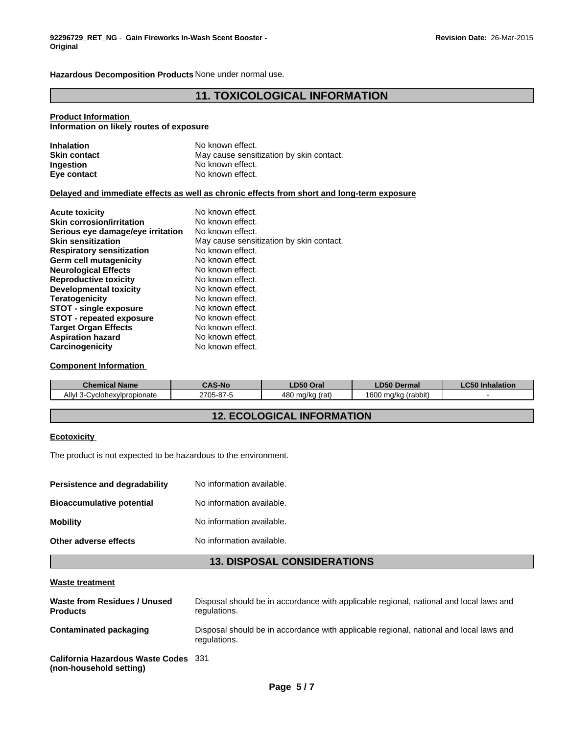**Hazardous Decomposition Products** None under normal use.

## 11. TOXICOLOGICAL INFORMATION

**Product Information**
**Information on likely routes of exposure**

| | |
|---|---|
| **Inhalation** | No known effect. |
| **Skin contact** | May cause sensitization by skin contact. |
| **Ingestion** | No known effect. |
| **Eye contact** | No known effect. |

**Delayed and immediate effects as well as chronic effects from short and long-term exposure**

| | |
|---|---|
| **Acute toxicity** | No known effect. |
| **Skin corrosion/irritation** | No known effect. |
| **Serious eye damage/eye irritation** | No known effect. |
| **Skin sensitization** | May cause sensitization by skin contact. |
| **Respiratory sensitization** | No known effect. |
| **Germ cell mutagenicity** | No known effect. |
| **Neurological Effects** | No known effect. |
| **Reproductive toxicity** | No known effect. |
| **Developmental toxicity** | No known effect. |
| **Teratogenicity** | No known effect. |
| **STOT - single exposure** | No known effect. |
| **STOT - repeated exposure** | No known effect. |
| **Target Organ Effects** | No known effect. |
| **Aspiration hazard** | No known effect. |
| **Carcinogenicity** | No known effect. |

**Component Information**

| Chemical Name | CAS-No | LD50 Oral | LD50 Dermal | LC50 Inhalation |
|---|---|---|---|---|
| Allyl 3-Cyclohexylpropionate | 2705-87-5 | 480 mg/kg (rat) | 1600 mg/kg (rabbit) | - |

## 12. ECOLOGICAL INFORMATION

**Ecotoxicity**

The product is not expected to be hazardous to the environment.

| | |
|---|---|
| **Persistence and degradability** | No information available. |
| **Bioaccumulative potential** | No information available. |
| **Mobility** | No information available. |
| **Other adverse effects** | No information available. |

## 13. DISPOSAL CONSIDERATIONS

**Waste treatment**

| | |
|---|---|
| **Waste from Residues / Unused Products** | Disposal should be in accordance with applicable regional, national and local laws and regulations. |
| **Contaminated packaging** | Disposal should be in accordance with applicable regional, national and local laws and regulations. |
| **California Hazardous Waste Codes (non-household setting)** | 331 |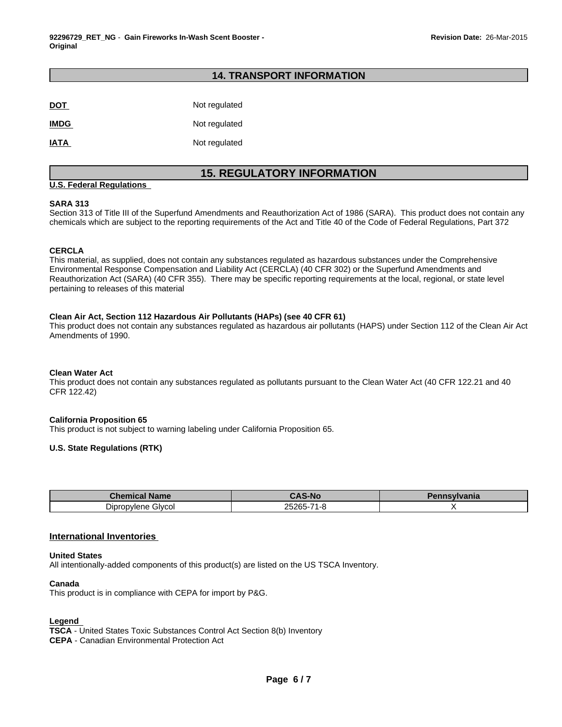## 14. TRANSPORT INFORMATION

**DOT** Not regulated

**IMDG** Not regulated

**IATA** Not regulated

## 15. REGULATORY INFORMATION

**U.S. Federal Regulations**

**SARA 313**
Section 313 of Title III of the Superfund Amendments and Reauthorization Act of 1986 (SARA). This product does not contain any chemicals which are subject to the reporting requirements of the Act and Title 40 of the Code of Federal Regulations, Part 372

**CERCLA**
This material, as supplied, does not contain any substances regulated as hazardous substances under the Comprehensive Environmental Response Compensation and Liability Act (CERCLA) (40 CFR 302) or the Superfund Amendments and Reauthorization Act (SARA) (40 CFR 355). There may be specific reporting requirements at the local, regional, or state level pertaining to releases of this material

**Clean Air Act, Section 112 Hazardous Air Pollutants (HAPs) (see 40 CFR 61)**
This product does not contain any substances regulated as hazardous air pollutants (HAPS) under Section 112 of the Clean Air Act Amendments of 1990.

**Clean Water Act**
This product does not contain any substances regulated as pollutants pursuant to the Clean Water Act (40 CFR 122.21 and 40 CFR 122.42)

**California Proposition 65**
This product is not subject to warning labeling under California Proposition 65.

**U.S. State Regulations (RTK)**

| Chemical Name | CAS-No | Pennsylvania |
|---|---|---|
| Dipropylene Glycol | 25265-71-8 | X |

**International Inventories**

**United States**
All intentionally-added components of this product(s) are listed on the US TSCA Inventory.

**Canada**
This product is in compliance with CEPA for import by P&G.

**Legend**
**TSCA** - United States Toxic Substances Control Act Section 8(b) Inventory
**CEPA** - Canadian Environmental Protection Act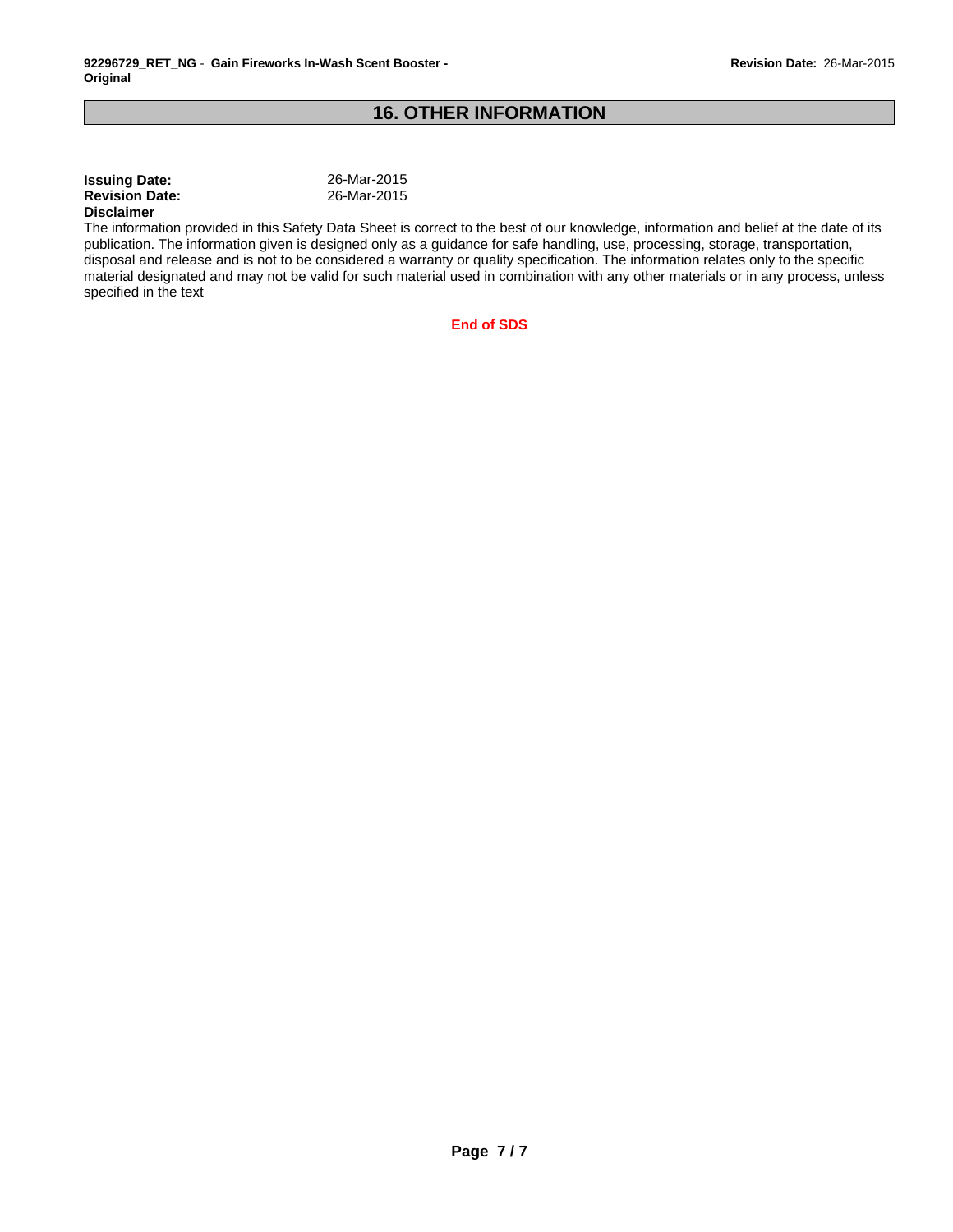## 16. OTHER INFORMATION

**Issuing Date:** 26-Mar-2015
**Revision Date:** 26-Mar-2015

**Disclaimer**

The information provided in this Safety Data Sheet is correct to the best of our knowledge, information and belief at the date of its publication. The information given is designed only as a guidance for safe handling, use, processing, storage, transportation, disposal and release and is not to be considered a warranty or quality specification. The information relates only to the specific material designated and may not be valid for such material used in combination with any other materials or in any process, unless specified in the text

**End of SDS**